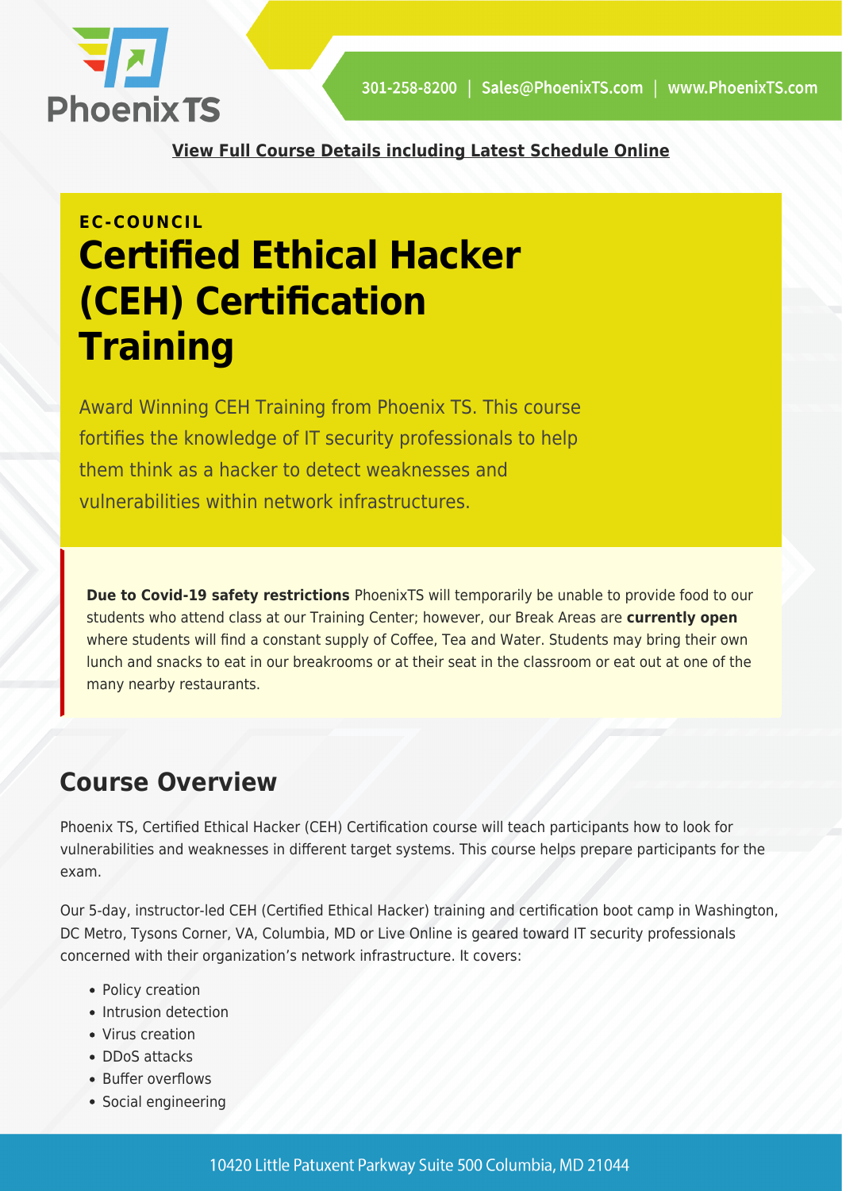**View Full Course Details including Latest Schedule Online**

EC-COUNCIL

# Certified Ethical Hacker (CEH) Certification Training

Award Winning CEH Training from Phoenix TS. This course fortifies the knowledge of IT security professionals to help them think as a hacker to detect weaknesses and vulnerabilities within network infrastructures.

**Due to Covid-19 safety restrictions** PhoenixTS will temporarily be unable to provide food to our students who attend class at our Training Center; however, our Break Areas are **currently open** where students will find a constant supply of Coffee, Tea and Water. Students may bring their own lunch and snacks to eat in our breakrooms or at their seat in the classroom or eat out at one of the many nearby restaurants.

## Course Overview

Phoenix TS, Certified Ethical Hacker (CEH) Certification course will teach participants how to look for vulnerabilities and weaknesses in different target systems. This course helps prepare participants for the exam.

Our 5-day, instructor-led CEH (Certified Ethical Hacker) training and certification boot camp in Washington, DC Metro, Tysons Corner, VA, Columbia, MD or Live Online is geared toward IT security professionals concerned with their organization's network infrastructure. It covers:

- Policy creation
- Intrusion detection
- Virus creation
- DDoS attacks
- Buffer overflows
- Social engineering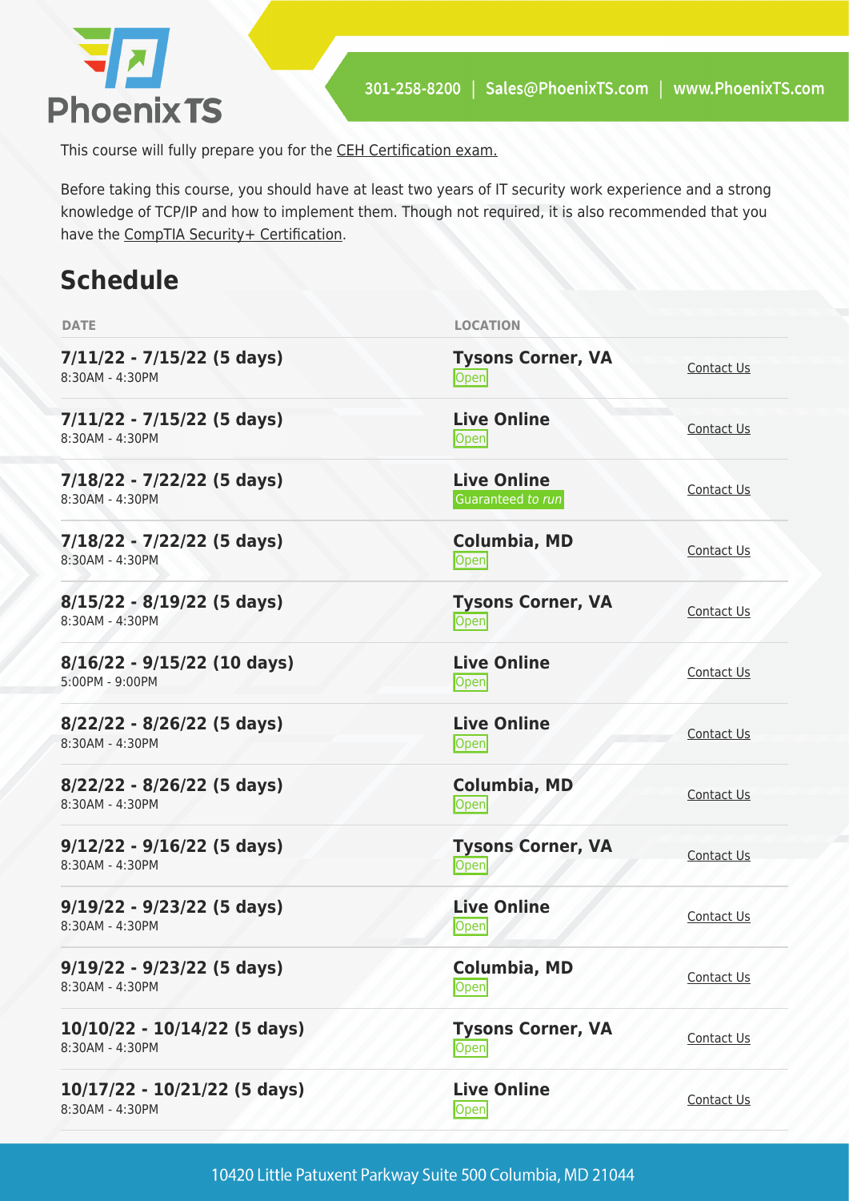This course will fully prepare you for the CEH Certification exam.

Before taking this course, you should have at least two years of IT security work experience and a strong knowledge of TCP/IP and how to implement them. Though not required, it is also recommended that you have the CompTIA Security+ Certification.

## Schedule

| DATE | LOCATION | |
|---|---|---|
| **7/11/22 - 7/15/22 (5 days)**<br>8:30AM - 4:30PM | **Tysons Corner, VA**<br>Open | Contact Us |
| **7/11/22 - 7/15/22 (5 days)**<br>8:30AM - 4:30PM | **Live Online**<br>Open | Contact Us |
| **7/18/22 - 7/22/22 (5 days)**<br>8:30AM - 4:30PM | **Live Online**<br>Guaranteed *to run* | Contact Us |
| **7/18/22 - 7/22/22 (5 days)**<br>8:30AM - 4:30PM | **Columbia, MD**<br>Open | Contact Us |
| **8/15/22 - 8/19/22 (5 days)**<br>8:30AM - 4:30PM | **Tysons Corner, VA**<br>Open | Contact Us |
| **8/16/22 - 9/15/22 (10 days)**<br>5:00PM - 9:00PM | **Live Online**<br>Open | Contact Us |
| **8/22/22 - 8/26/22 (5 days)**<br>8:30AM - 4:30PM | **Live Online**<br>Open | Contact Us |
| **8/22/22 - 8/26/22 (5 days)**<br>8:30AM - 4:30PM | **Columbia, MD**<br>Open | Contact Us |
| **9/12/22 - 9/16/22 (5 days)**<br>8:30AM - 4:30PM | **Tysons Corner, VA**<br>Open | Contact Us |
| **9/19/22 - 9/23/22 (5 days)**<br>8:30AM - 4:30PM | **Live Online**<br>Open | Contact Us |
| **9/19/22 - 9/23/22 (5 days)**<br>8:30AM - 4:30PM | **Columbia, MD**<br>Open | Contact Us |
| **10/10/22 - 10/14/22 (5 days)**<br>8:30AM - 4:30PM | **Tysons Corner, VA**<br>Open | Contact Us |
| **10/17/22 - 10/21/22 (5 days)**<br>8:30AM - 4:30PM | **Live Online**<br>Open | Contact Us |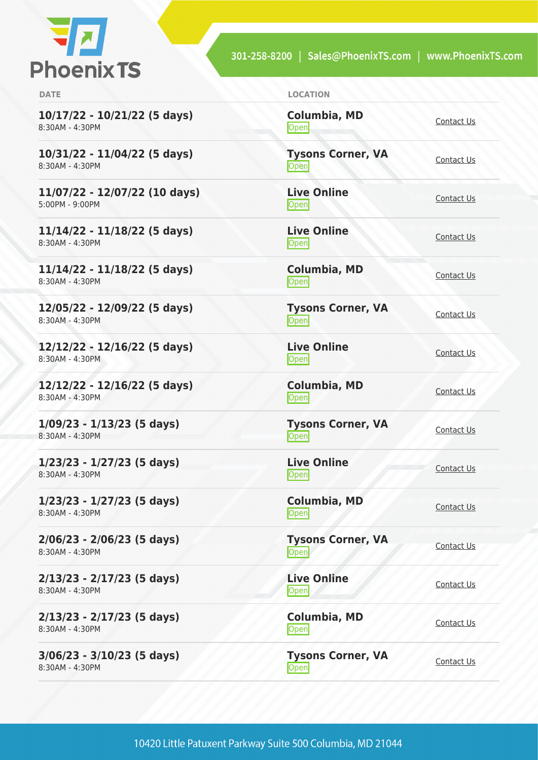| DATE | LOCATION | |
|---|---|---|
| **10/17/22 - 10/21/22 (5 days)**<br>8:30AM - 4:30PM | **Columbia, MD**<br>Open | Contact Us |
| **10/31/22 - 11/04/22 (5 days)**<br>8:30AM - 4:30PM | **Tysons Corner, VA**<br>Open | Contact Us |
| **11/07/22 - 12/07/22 (10 days)**<br>5:00PM - 9:00PM | **Live Online**<br>Open | Contact Us |
| **11/14/22 - 11/18/22 (5 days)**<br>8:30AM - 4:30PM | **Live Online**<br>Open | Contact Us |
| **11/14/22 - 11/18/22 (5 days)**<br>8:30AM - 4:30PM | **Columbia, MD**<br>Open | Contact Us |
| **12/05/22 - 12/09/22 (5 days)**<br>8:30AM - 4:30PM | **Tysons Corner, VA**<br>Open | Contact Us |
| **12/12/22 - 12/16/22 (5 days)**<br>8:30AM - 4:30PM | **Live Online**<br>Open | Contact Us |
| **12/12/22 - 12/16/22 (5 days)**<br>8:30AM - 4:30PM | **Columbia, MD**<br>Open | Contact Us |
| **1/09/23 - 1/13/23 (5 days)**<br>8:30AM - 4:30PM | **Tysons Corner, VA**<br>Open | Contact Us |
| **1/23/23 - 1/27/23 (5 days)**<br>8:30AM - 4:30PM | **Live Online**<br>Open | Contact Us |
| **1/23/23 - 1/27/23 (5 days)**<br>8:30AM - 4:30PM | **Columbia, MD**<br>Open | Contact Us |
| **2/06/23 - 2/06/23 (5 days)**<br>8:30AM - 4:30PM | **Tysons Corner, VA**<br>Open | Contact Us |
| **2/13/23 - 2/17/23 (5 days)**<br>8:30AM - 4:30PM | **Live Online**<br>Open | Contact Us |
| **2/13/23 - 2/17/23 (5 days)**<br>8:30AM - 4:30PM | **Columbia, MD**<br>Open | Contact Us |
| **3/06/23 - 3/10/23 (5 days)**<br>8:30AM - 4:30PM | **Tysons Corner, VA**<br>Open | Contact Us |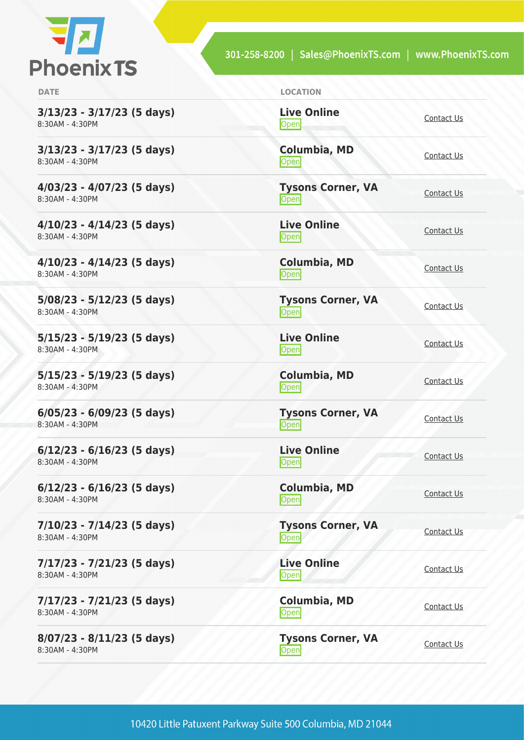| DATE | LOCATION | |
| --- | --- | --- |
| **3/13/23 - 3/17/23 (5 days)** 8:30AM - 4:30PM | **Live Online** Open | Contact Us |
| **3/13/23 - 3/17/23 (5 days)** 8:30AM - 4:30PM | **Columbia, MD** Open | Contact Us |
| **4/03/23 - 4/07/23 (5 days)** 8:30AM - 4:30PM | **Tysons Corner, VA** Open | Contact Us |
| **4/10/23 - 4/14/23 (5 days)** 8:30AM - 4:30PM | **Live Online** Open | Contact Us |
| **4/10/23 - 4/14/23 (5 days)** 8:30AM - 4:30PM | **Columbia, MD** Open | Contact Us |
| **5/08/23 - 5/12/23 (5 days)** 8:30AM - 4:30PM | **Tysons Corner, VA** Open | Contact Us |
| **5/15/23 - 5/19/23 (5 days)** 8:30AM - 4:30PM | **Live Online** Open | Contact Us |
| **5/15/23 - 5/19/23 (5 days)** 8:30AM - 4:30PM | **Columbia, MD** Open | Contact Us |
| **6/05/23 - 6/09/23 (5 days)** 8:30AM - 4:30PM | **Tysons Corner, VA** Open | Contact Us |
| **6/12/23 - 6/16/23 (5 days)** 8:30AM - 4:30PM | **Live Online** Open | Contact Us |
| **6/12/23 - 6/16/23 (5 days)** 8:30AM - 4:30PM | **Columbia, MD** Open | Contact Us |
| **7/10/23 - 7/14/23 (5 days)** 8:30AM - 4:30PM | **Tysons Corner, VA** Open | Contact Us |
| **7/17/23 - 7/21/23 (5 days)** 8:30AM - 4:30PM | **Live Online** Open | Contact Us |
| **7/17/23 - 7/21/23 (5 days)** 8:30AM - 4:30PM | **Columbia, MD** Open | Contact Us |
| **8/07/23 - 8/11/23 (5 days)** 8:30AM - 4:30PM | **Tysons Corner, VA** Open | Contact Us |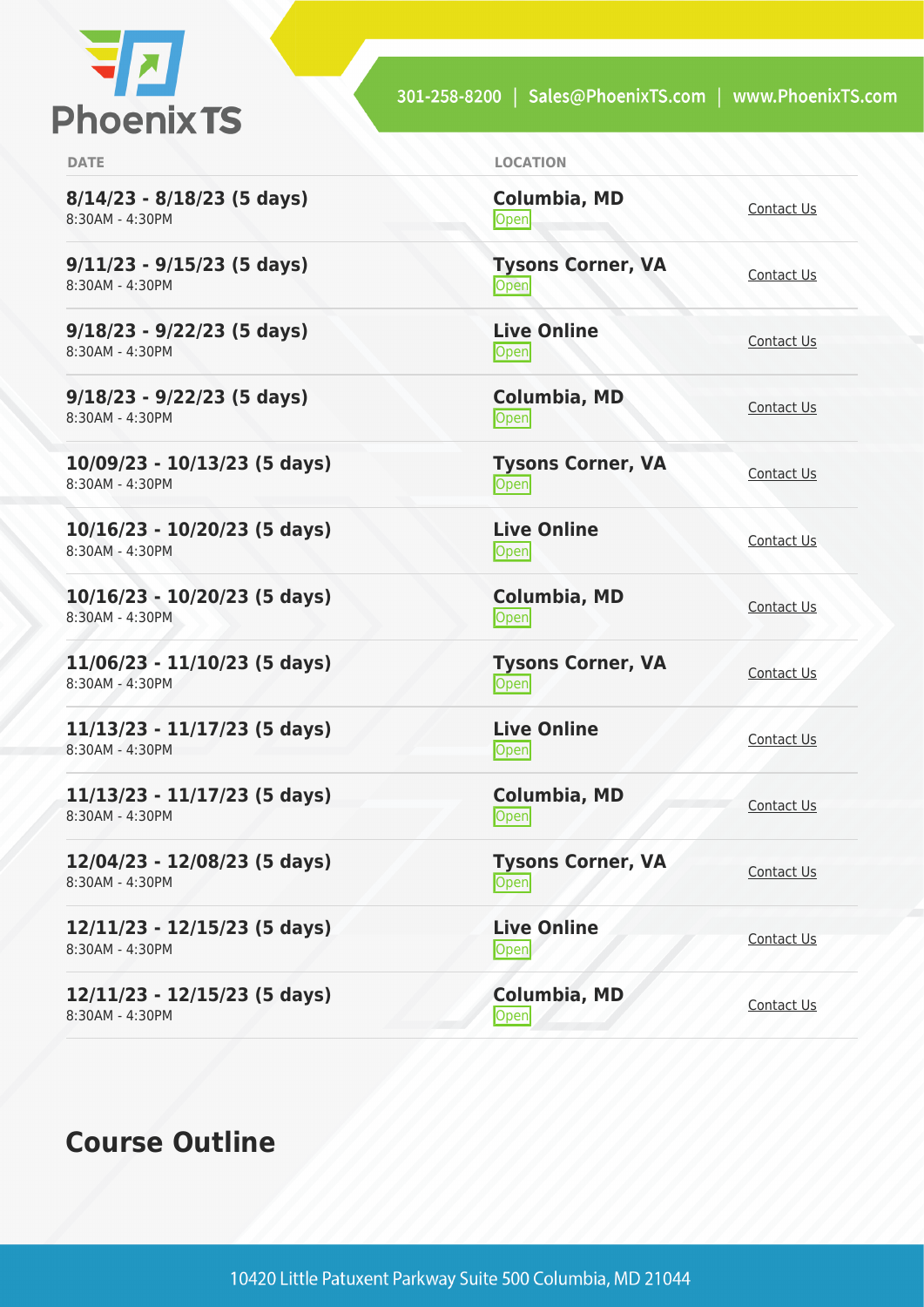| DATE | LOCATION | |
|---|---|---|
| **8/14/23 - 8/18/23 (5 days)**<br>8:30AM - 4:30PM | **Columbia, MD**<br>Open | Contact Us |
| **9/11/23 - 9/15/23 (5 days)**<br>8:30AM - 4:30PM | **Tysons Corner, VA**<br>Open | Contact Us |
| **9/18/23 - 9/22/23 (5 days)**<br>8:30AM - 4:30PM | **Live Online**<br>Open | Contact Us |
| **9/18/23 - 9/22/23 (5 days)**<br>8:30AM - 4:30PM | **Columbia, MD**<br>Open | Contact Us |
| **10/09/23 - 10/13/23 (5 days)**<br>8:30AM - 4:30PM | **Tysons Corner, VA**<br>Open | Contact Us |
| **10/16/23 - 10/20/23 (5 days)**<br>8:30AM - 4:30PM | **Live Online**<br>Open | Contact Us |
| **10/16/23 - 10/20/23 (5 days)**<br>8:30AM - 4:30PM | **Columbia, MD**<br>Open | Contact Us |
| **11/06/23 - 11/10/23 (5 days)**<br>8:30AM - 4:30PM | **Tysons Corner, VA**<br>Open | Contact Us |
| **11/13/23 - 11/17/23 (5 days)**<br>8:30AM - 4:30PM | **Live Online**<br>Open | Contact Us |
| **11/13/23 - 11/17/23 (5 days)**<br>8:30AM - 4:30PM | **Columbia, MD**<br>Open | Contact Us |
| **12/04/23 - 12/08/23 (5 days)**<br>8:30AM - 4:30PM | **Tysons Corner, VA**<br>Open | Contact Us |
| **12/11/23 - 12/15/23 (5 days)**<br>8:30AM - 4:30PM | **Live Online**<br>Open | Contact Us |
| **12/11/23 - 12/15/23 (5 days)**<br>8:30AM - 4:30PM | **Columbia, MD**<br>Open | Contact Us |

## Course Outline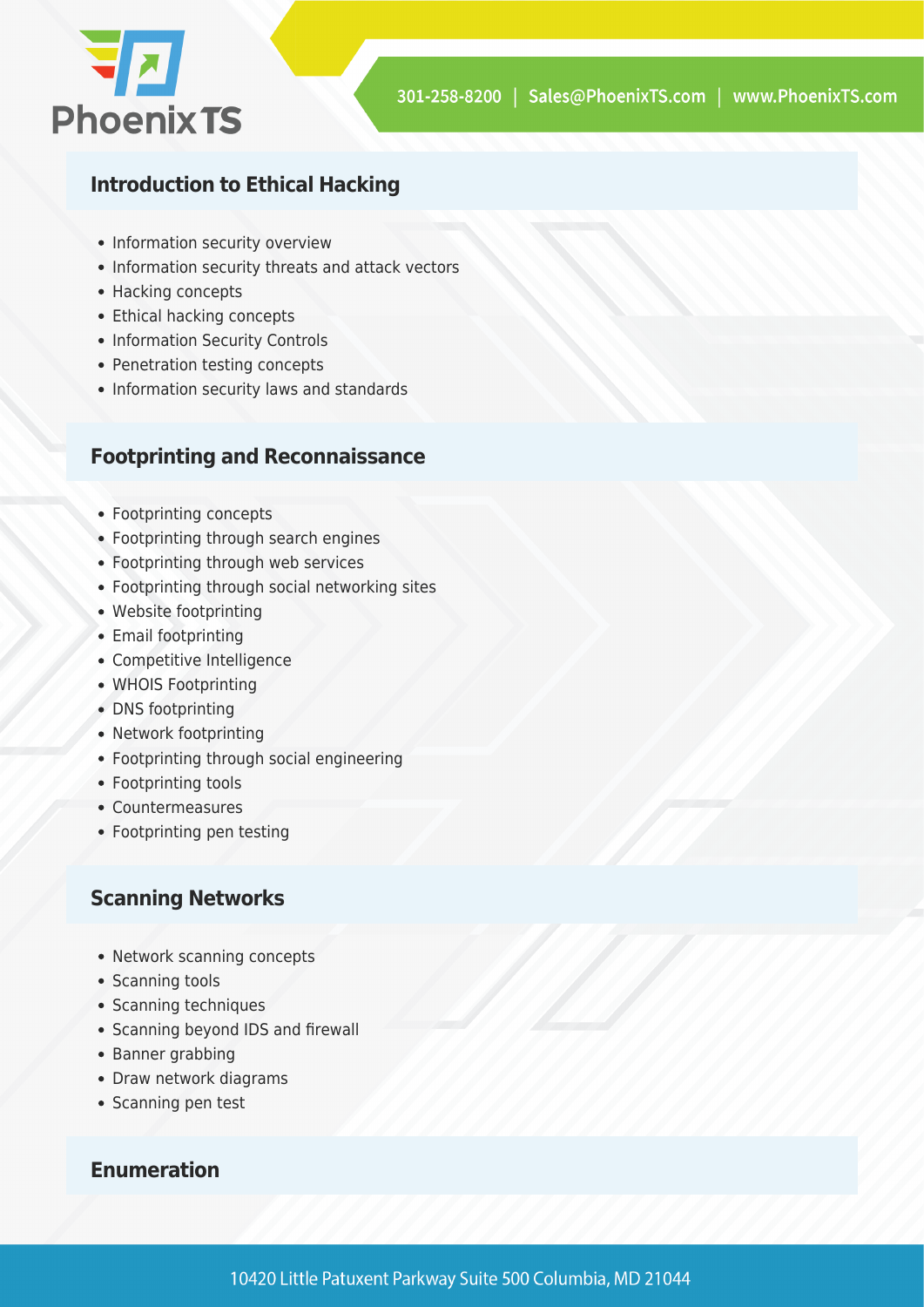## Introduction to Ethical Hacking

- Information security overview
- Information security threats and attack vectors
- Hacking concepts
- Ethical hacking concepts
- Information Security Controls
- Penetration testing concepts
- Information security laws and standards

## Footprinting and Reconnaissance

- Footprinting concepts
- Footprinting through search engines
- Footprinting through web services
- Footprinting through social networking sites
- Website footprinting
- Email footprinting
- Competitive Intelligence
- WHOIS Footprinting
- DNS footprinting
- Network footprinting
- Footprinting through social engineering
- Footprinting tools
- Countermeasures
- Footprinting pen testing

## Scanning Networks

- Network scanning concepts
- Scanning tools
- Scanning techniques
- Scanning beyond IDS and firewall
- Banner grabbing
- Draw network diagrams
- Scanning pen test

## Enumeration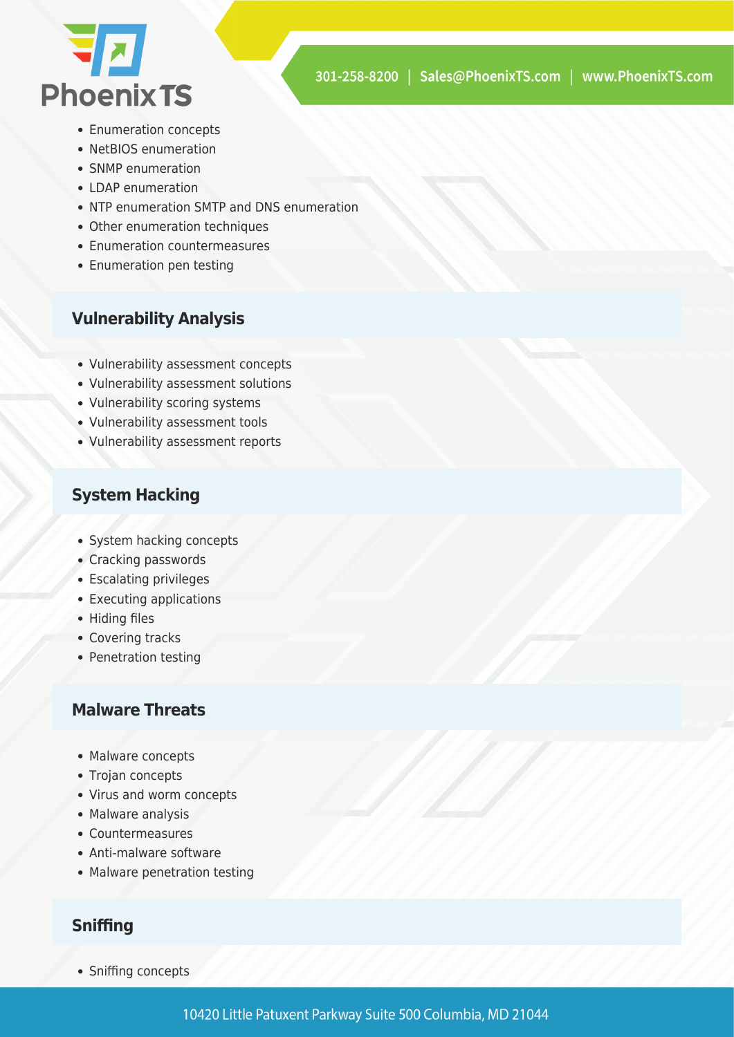- Enumeration concepts
- NetBIOS enumeration
- SNMP enumeration
- LDAP enumeration
- NTP enumeration SMTP and DNS enumeration
- Other enumeration techniques
- Enumeration countermeasures
- Enumeration pen testing

### Vulnerability Analysis

- Vulnerability assessment concepts
- Vulnerability assessment solutions
- Vulnerability scoring systems
- Vulnerability assessment tools
- Vulnerability assessment reports

### System Hacking

- System hacking concepts
- Cracking passwords
- Escalating privileges
- Executing applications
- Hiding files
- Covering tracks
- Penetration testing

### Malware Threats

- Malware concepts
- Trojan concepts
- Virus and worm concepts
- Malware analysis
- Countermeasures
- Anti-malware software
- Malware penetration testing

### Sniffing

- Sniffing concepts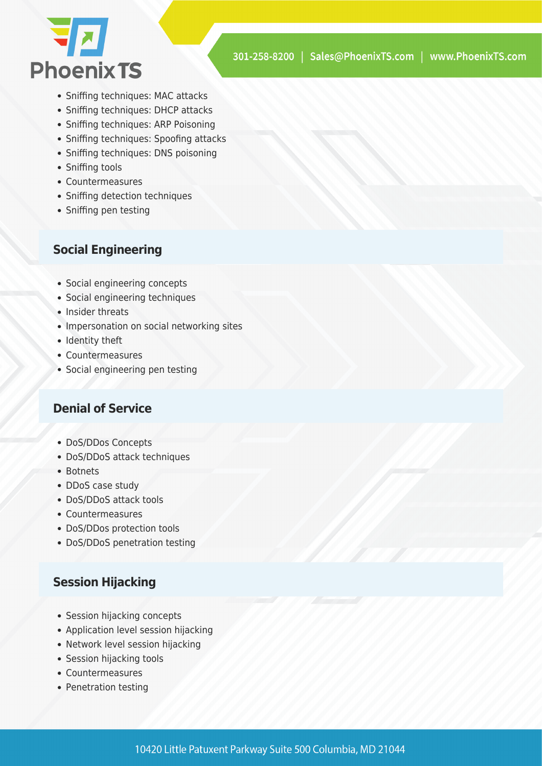- Sniffing techniques: MAC attacks
- Sniffing techniques: DHCP attacks
- Sniffing techniques: ARP Poisoning
- Sniffing techniques: Spoofing attacks
- Sniffing techniques: DNS poisoning
- Sniffing tools
- Countermeasures
- Sniffing detection techniques
- Sniffing pen testing

### Social Engineering

- Social engineering concepts
- Social engineering techniques
- Insider threats
- Impersonation on social networking sites
- Identity theft
- Countermeasures
- Social engineering pen testing

### Denial of Service

- DoS/DDos Concepts
- DoS/DDoS attack techniques
- Botnets
- DDoS case study
- DoS/DDoS attack tools
- Countermeasures
- DoS/DDos protection tools
- DoS/DDoS penetration testing

### Session Hijacking

- Session hijacking concepts
- Application level session hijacking
- Network level session hijacking
- Session hijacking tools
- Countermeasures
- Penetration testing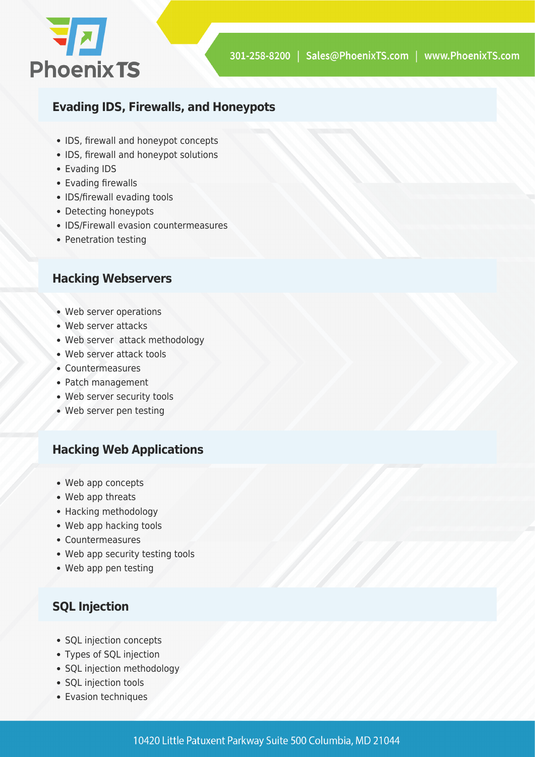## Evading IDS, Firewalls, and Honeypots

- IDS, firewall and honeypot concepts
- IDS, firewall and honeypot solutions
- Evading IDS
- Evading firewalls
- IDS/firewall evading tools
- Detecting honeypots
- IDS/Firewall evasion countermeasures
- Penetration testing

## Hacking Webservers

- Web server operations
- Web server attacks
- Web server  attack methodology
- Web server attack tools
- Countermeasures
- Patch management
- Web server security tools
- Web server pen testing

## Hacking Web Applications

- Web app concepts
- Web app threats
- Hacking methodology
- Web app hacking tools
- Countermeasures
- Web app security testing tools
- Web app pen testing

## SQL Injection

- SQL injection concepts
- Types of SQL injection
- SQL injection methodology
- SQL injection tools
- Evasion techniques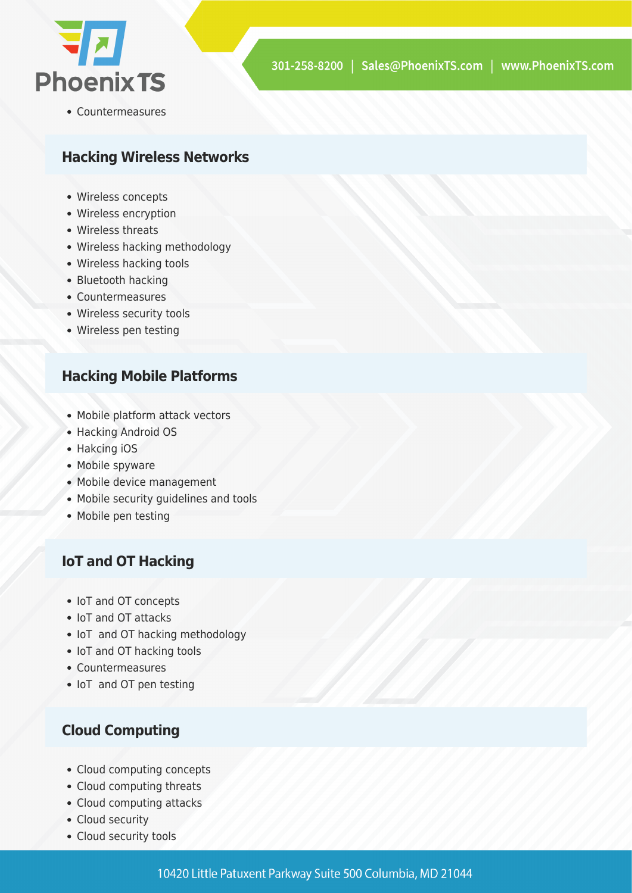- Countermeasures

### Hacking Wireless Networks

- Wireless concepts
- Wireless encryption
- Wireless threats
- Wireless hacking methodology
- Wireless hacking tools
- Bluetooth hacking
- Countermeasures
- Wireless security tools
- Wireless pen testing

### Hacking Mobile Platforms

- Mobile platform attack vectors
- Hacking Android OS
- Hakcing iOS
- Mobile spyware
- Mobile device management
- Mobile security guidelines and tools
- Mobile pen testing

### IoT and OT Hacking

- IoT and OT concepts
- IoT and OT attacks
- IoT and OT hacking methodology
- IoT and OT hacking tools
- Countermeasures
- IoT and OT pen testing

### Cloud Computing

- Cloud computing concepts
- Cloud computing threats
- Cloud computing attacks
- Cloud security
- Cloud security tools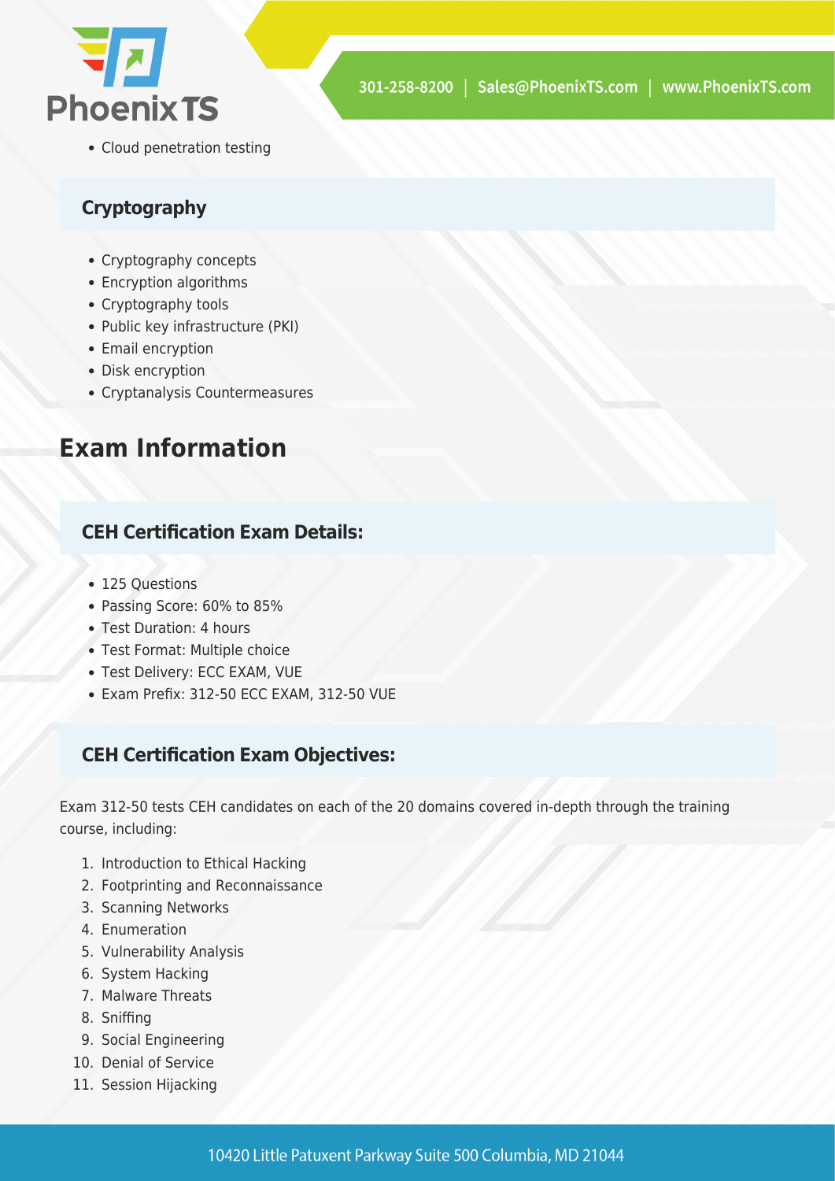- Cloud penetration testing

### Cryptography

- Cryptography concepts
- Encryption algorithms
- Cryptography tools
- Public key infrastructure (PKI)
- Email encryption
- Disk encryption
- Cryptanalysis Countermeasures

## Exam Information

### CEH Certification Exam Details:

- 125 Questions
- Passing Score: 60% to 85%
- Test Duration: 4 hours
- Test Format: Multiple choice
- Test Delivery: ECC EXAM, VUE
- Exam Prefix: 312-50 ECC EXAM, 312-50 VUE

### CEH Certification Exam Objectives:

Exam 312-50 tests CEH candidates on each of the 20 domains covered in-depth through the training course, including:

1. Introduction to Ethical Hacking
2. Footprinting and Reconnaissance
3. Scanning Networks
4. Enumeration
5. Vulnerability Analysis
6. System Hacking
7. Malware Threats
8. Sniffing
9. Social Engineering
10. Denial of Service
11. Session Hijacking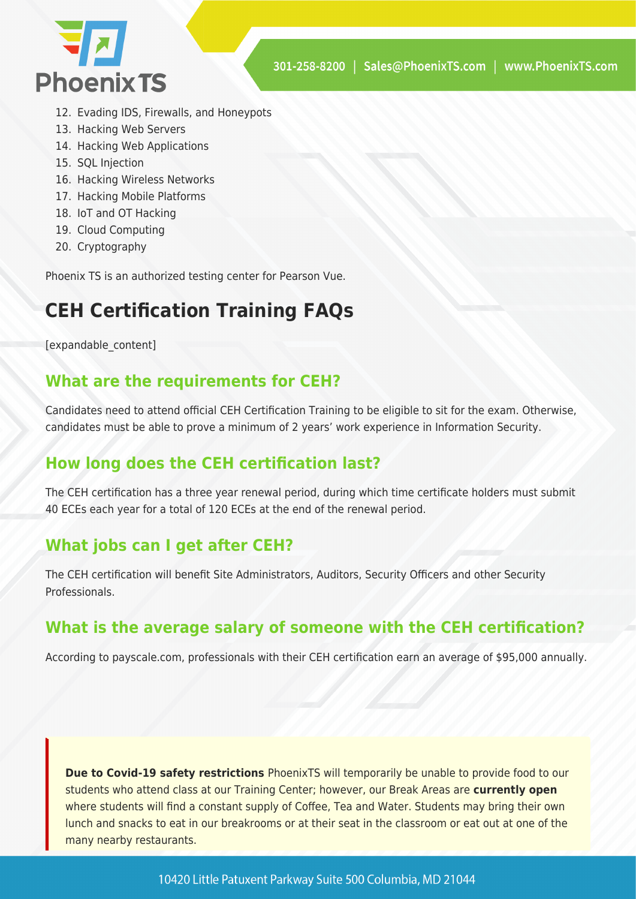12. Evading IDS, Firewalls, and Honeypots
13. Hacking Web Servers
14. Hacking Web Applications
15. SQL Injection
16. Hacking Wireless Networks
17. Hacking Mobile Platforms
18. IoT and OT Hacking
19. Cloud Computing
20. Cryptography

Phoenix TS is an authorized testing center for Pearson Vue.

## CEH Certification Training FAQs

[expandable_content]

### What are the requirements for CEH?

Candidates need to attend official CEH Certification Training to be eligible to sit for the exam. Otherwise, candidates must be able to prove a minimum of 2 years' work experience in Information Security.

### How long does the CEH certification last?

The CEH certification has a three year renewal period, during which time certificate holders must submit 40 ECEs each year for a total of 120 ECEs at the end of the renewal period.

### What jobs can I get after CEH?

The CEH certification will benefit Site Administrators, Auditors, Security Officers and other Security Professionals.

### What is the average salary of someone with the CEH certification?

According to payscale.com, professionals with their CEH certification earn an average of $95,000 annually.

> **Due to Covid-19 safety restrictions** PhoenixTS will temporarily be unable to provide food to our students who attend class at our Training Center; however, our Break Areas are **currently open** where students will find a constant supply of Coffee, Tea and Water. Students may bring their own lunch and snacks to eat in our breakrooms or at their seat in the classroom or eat out at one of the many nearby restaurants.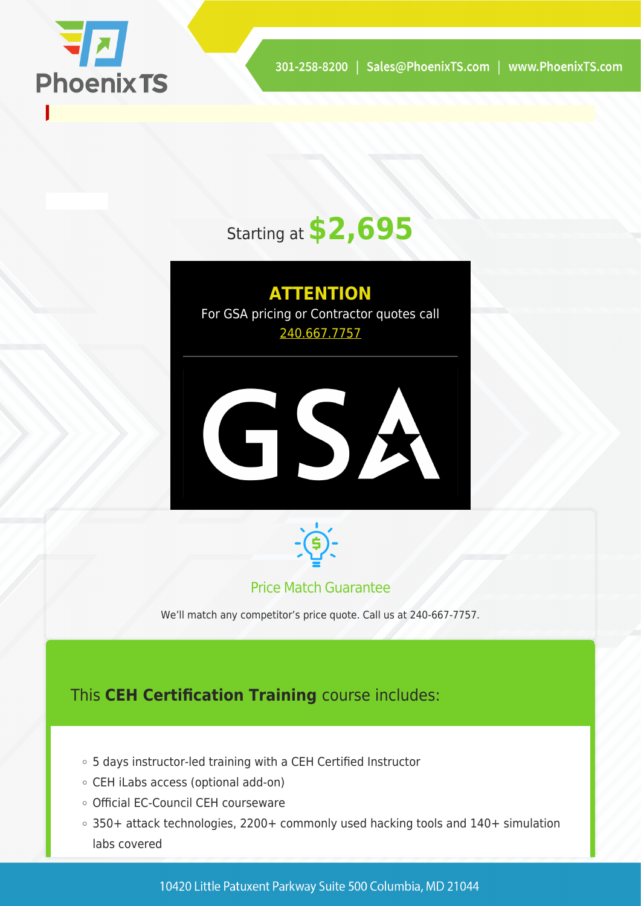Starting at **$2,695**

**ATTENTION**

For GSA pricing or Contractor quotes call 240.667.7757

GSA

Price Match Guarantee

We'll match any competitor's price quote. Call us at 240-667-7757.

This **CEH Certification Training** course includes:

- 5 days instructor-led training with a CEH Certified Instructor
- CEH iLabs access (optional add-on)
- Official EC-Council CEH courseware
- 350+ attack technologies, 2200+ commonly used hacking tools and 140+ simulation labs covered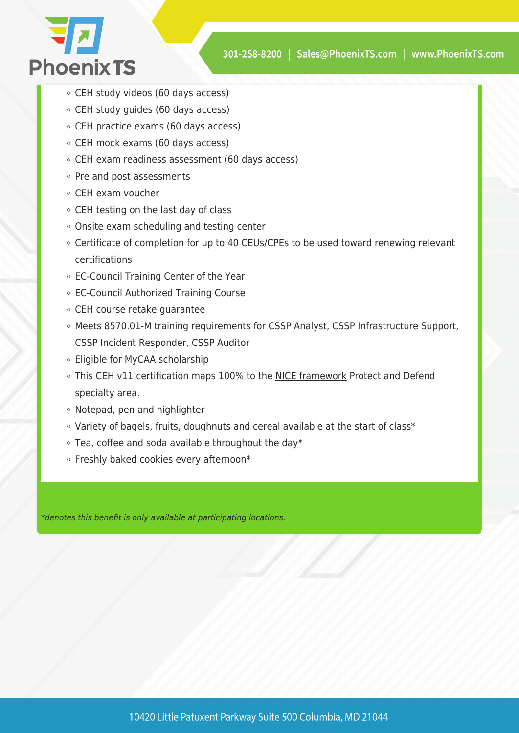- CEH study videos (60 days access)
- CEH study guides (60 days access)
- CEH practice exams (60 days access)
- CEH mock exams (60 days access)
- CEH exam readiness assessment (60 days access)
- Pre and post assessments
- CEH exam voucher
- CEH testing on the last day of class
- Onsite exam scheduling and testing center
- Certificate of completion for up to 40 CEUs/CPEs to be used toward renewing relevant certifications
- EC-Council Training Center of the Year
- EC-Council Authorized Training Course
- CEH course retake guarantee
- Meets 8570.01-M training requirements for CSSP Analyst, CSSP Infrastructure Support, CSSP Incident Responder, CSSP Auditor
- Eligible for MyCAA scholarship
- This CEH v11 certification maps 100% to the NICE framework Protect and Defend specialty area.
- Notepad, pen and highlighter
- Variety of bagels, fruits, doughnuts and cereal available at the start of class*
- Tea, coffee and soda available throughout the day*
- Freshly baked cookies every afternoon*

*\*denotes this benefit is only available at participating locations.*